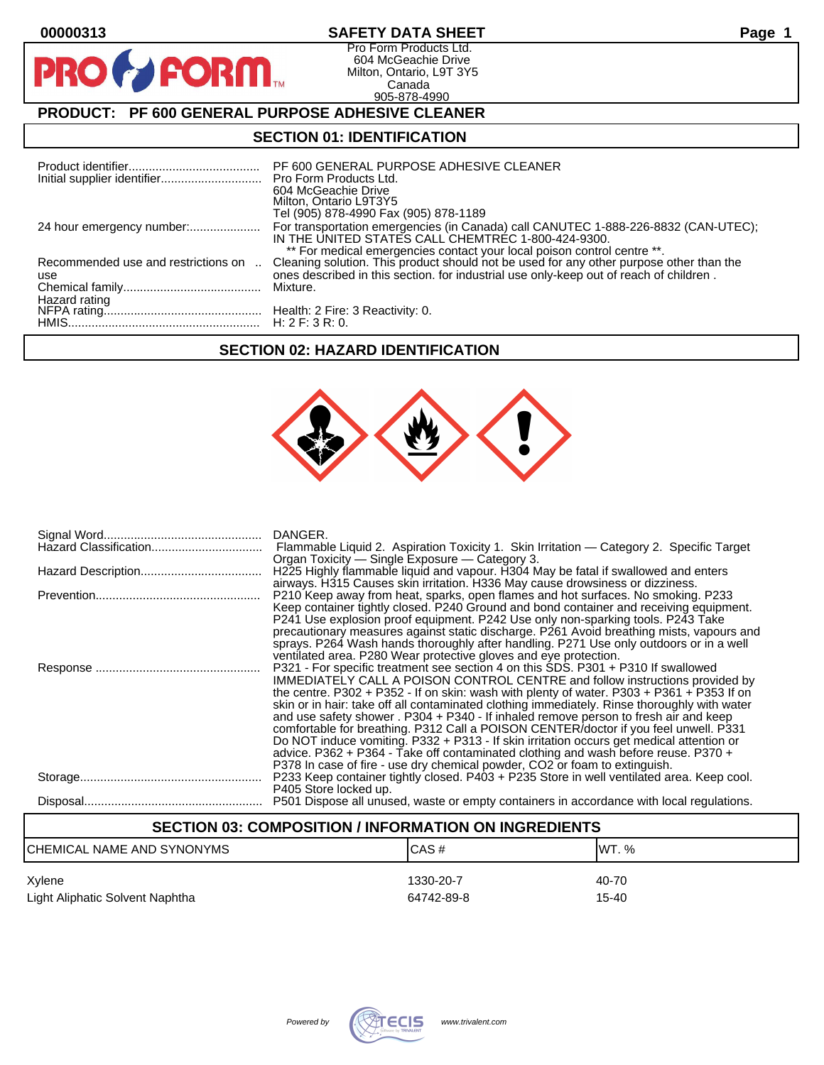00000313

# SAFETY DATA SHEET

Pro Form Products Ltd.
604 McGeachie Drive
Milton, Ontario, L9T 3Y5
Canada
905-878-4990

## PRODUCT: PF 600 GENERAL PURPOSE ADHESIVE CLEANER

## SECTION 01: IDENTIFICATION

| | |
|---|---|
| Product identifier | PF 600 GENERAL PURPOSE ADHESIVE CLEANER |
| Initial supplier identifier | Pro Form Products Ltd.<br>604 McGeachie Drive<br>Milton, Ontario L9T3Y5<br>Tel (905) 878-4990 Fax (905) 878-1189 |
| 24 hour emergency number: | For transportation emergencies (in Canada) call CANUTEC 1-888-226-8832 (CAN-UTEC); IN THE UNITED STATES CALL CHEMTREC 1-800-424-9300.<br>** For medical emergencies contact your local poison control centre **. |
| Recommended use and restrictions on use | Cleaning solution. This product should not be used for any other purpose other than the ones described in this section. for industrial use only-keep out of reach of children . |
| Chemical family | Mixture. |
| Hazard rating | |
| NFPA rating | Health: 2 Fire: 3 Reactivity: 0. |
| HMIS | H: 2 F: 3 R: 0. |

## SECTION 02: HAZARD IDENTIFICATION

| | |
|---|---|
| Signal Word | DANGER. |
| Hazard Classification | Flammable Liquid 2. Aspiration Toxicity 1. Skin Irritation — Category 2. Specific Target Organ Toxicity — Single Exposure — Category 3. |
| Hazard Description | H225 Highly flammable liquid and vapour. H304 May be fatal if swallowed and enters airways. H315 Causes skin irritation. H336 May cause drowsiness or dizziness. |
| Prevention | P210 Keep away from heat, sparks, open flames and hot surfaces. No smoking. P233 Keep container tightly closed. P240 Ground and bond container and receiving equipment. P241 Use explosion proof equipment. P242 Use only non-sparking tools. P243 Take precautionary measures against static discharge. P261 Avoid breathing mists, vapours and sprays. P264 Wash hands thoroughly after handling. P271 Use only outdoors or in a well ventilated area. P280 Wear protective gloves and eye protection. |
| Response | P321 - For specific treatment see section 4 on this SDS. P301 + P310 If swallowed IMMEDIATELY CALL A POISON CONTROL CENTRE and follow instructions provided by the centre. P302 + P352 - If on skin: wash with plenty of water. P303 + P361 + P353 If on skin or in hair: take off all contaminated clothing immediately. Rinse thoroughly with water and use safety shower . P304 + P340 - If inhaled remove person to fresh air and keep comfortable for breathing. P312 Call a POISON CENTER/doctor if you feel unwell. P331 Do NOT induce vomiting. P332 + P313 - If skin irritation occurs get medical attention or advice. P362 + P364 - Take off contaminated clothing and wash before reuse. P370 + P378 In case of fire - use dry chemical powder, CO2 or foam to extinguish. |
| Storage | P233 Keep container tightly closed. P403 + P235 Store in well ventilated area. Keep cool. P405 Store locked up. |
| Disposal | P501 Dispose all unused, waste or empty containers in accordance with local regulations. |

## SECTION 03: COMPOSITION / INFORMATION ON INGREDIENTS

| CHEMICAL NAME AND SYNONYMS | CAS # | WT. % |
|---|---|---|
| Xylene | 1330-20-7 | 40-70 |
| Light Aliphatic Solvent Naphtha | 64742-89-8 | 15-40 |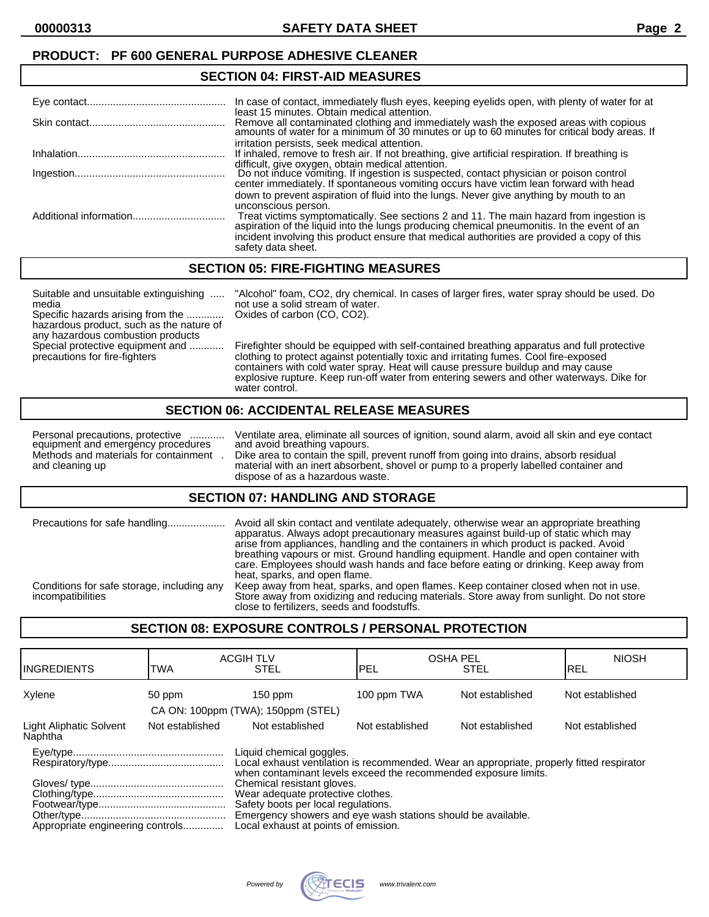**PRODUCT: PF 600 GENERAL PURPOSE ADHESIVE CLEANER**

## SECTION 04: FIRST-AID MEASURES

| | |
|---|---|
| Eye contact | In case of contact, immediately flush eyes, keeping eyelids open, with plenty of water for at least 15 minutes. Obtain medical attention. |
| Skin contact | Remove all contaminated clothing and immediately wash the exposed areas with copious amounts of water for a minimum of 30 minutes or up to 60 minutes for critical body areas. If irritation persists, seek medical attention. |
| Inhalation | If inhaled, remove to fresh air. If not breathing, give artificial respiration. If breathing is difficult, give oxygen, obtain medical attention. |
| Ingestion | Do not induce vomiting. If ingestion is suspected, contact physician or poison control center immediately. If spontaneous vomiting occurs have victim lean forward with head down to prevent aspiration of fluid into the lungs. Never give anything by mouth to an unconscious person. |
| Additional information | Treat victims symptomatically. See sections 2 and 11. The main hazard from ingestion is aspiration of the liquid into the lungs producing chemical pneumonitis. In the event of an incident involving this product ensure that medical authorities are provided a copy of this safety data sheet. |

## SECTION 05: FIRE-FIGHTING MEASURES

| | |
|---|---|
| Suitable and unsuitable extinguishing media | "Alcohol" foam, CO2, dry chemical. In cases of larger fires, water spray should be used. Do not use a solid stream of water. |
| Specific hazards arising from the hazardous product, such as the nature of any hazardous combustion products | Oxides of carbon (CO, CO2). |
| Special protective equipment and precautions for fire-fighters | Firefighter should be equipped with self-contained breathing apparatus and full protective clothing to protect against potentially toxic and irritating fumes. Cool fire-exposed containers with cold water spray. Heat will cause pressure buildup and may cause explosive rupture. Keep run-off water from entering sewers and other waterways. Dike for water control. |

## SECTION 06: ACCIDENTAL RELEASE MEASURES

| | |
|---|---|
| Personal precautions, protective equipment and emergency procedures | Ventilate area, eliminate all sources of ignition, sound alarm, avoid all skin and eye contact and avoid breathing vapours. |
| Methods and materials for containment and cleaning up | Dike area to contain the spill, prevent runoff from going into drains, absorb residual material with an inert absorbent, shovel or pump to a properly labelled container and dispose of as a hazardous waste. |

## SECTION 07: HANDLING AND STORAGE

| | |
|---|---|
| Precautions for safe handling | Avoid all skin contact and ventilate adequately, otherwise wear an appropriate breathing apparatus. Always adopt precautionary measures against build-up of static which may arise from appliances, handling and the containers in which product is packed. Avoid breathing vapours or mist. Ground handling equipment. Handle and open container with care. Employees should wash hands and face before eating or drinking. Keep away from heat, sparks, and open flame. |
| Conditions for safe storage, including any incompatibilities | Keep away from heat, sparks, and open flames. Keep container closed when not in use. Store away from oxidizing and reducing materials. Store away from sunlight. Do not store close to fertilizers, seeds and foodstuffs. |

## SECTION 08: EXPOSURE CONTROLS / PERSONAL PROTECTION

| INGREDIENTS | ACGIH TLV TWA | ACGIH TLV STEL | OSHA PEL PEL | OSHA PEL STEL | NIOSH REL |
|---|---|---|---|---|---|
| Xylene | 50 ppm | 150 ppm | 100 ppm TWA | Not established | Not established |
| | CA ON: 100ppm (TWA); 150ppm (STEL) | | | | |
| Light Aliphatic Solvent Naphtha | Not established | Not established | Not established | Not established | Not established |

| | |
|---|---|
| Eye/type | Liquid chemical goggles. |
| Respiratory/type | Local exhaust ventilation is recommended. Wear an appropriate, properly fitted respirator when contaminant levels exceed the recommended exposure limits. |
| Gloves/ type | Chemical resistant gloves. |
| Clothing/type | Wear adequate protective clothes. |
| Footwear/type | Safety boots per local regulations. |
| Other/type | Emergency showers and eye wash stations should be available. |
| Appropriate engineering controls | Local exhaust at points of emission. |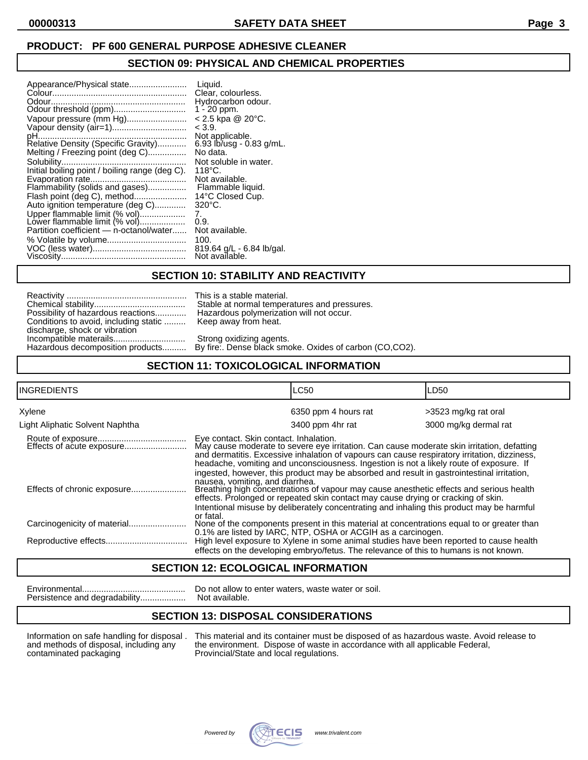**PRODUCT: PF 600 GENERAL PURPOSE ADHESIVE CLEANER**

## SECTION 09: PHYSICAL AND CHEMICAL PROPERTIES

| Property | Value |
|---|---|
| Appearance/Physical state | Liquid. |
| Colour | Clear, colourless. |
| Odour | Hydrocarbon odour. |
| Odour threshold (ppm) | 1 - 20 ppm. |
| Vapour pressure (mm Hg) | < 2.5 kpa @ 20°C. |
| Vapour density (air=1) | < 3.9. |
| pH | Not applicable. |
| Relative Density (Specific Gravity) | 6.93 lb/usg - 0.83 g/mL. |
| Melting / Freezing point (deg C) | No data. |
| Solubility | Not soluble in water. |
| Initial boiling point / boiling range (deg C). | 118°C. |
| Evaporation rate | Not available. |
| Flammability (solids and gases) | Flammable liquid. |
| Flash point (deg C), method | 14°C Closed Cup. |
| Auto ignition temperature (deg C) | 320°C. |
| Upper flammable limit (% vol) | 7. |
| Lower flammable limit (% vol) | 0.9. |
| Partition coefficient — n-octanol/water | Not available. |
| % Volatile by volume | 100. |
| VOC (less water) | 819.64 g/L - 6.84 lb/gal. |
| Viscosity | Not available. |

## SECTION 10: STABILITY AND REACTIVITY

| Property | Value |
|---|---|
| Reactivity | This is a stable material. |
| Chemical stability | Stable at normal temperatures and pressures. |
| Possibility of hazardous reactions | Hazardous polymerization will not occur. |
| Conditions to avoid, including static discharge, shock or vibration | Keep away from heat. |
| Incompatible materials | Strong oxidizing agents. |
| Hazardous decomposition products | By fire:. Dense black smoke. Oxides of carbon (CO,CO2). |

## SECTION 11: TOXICOLOGICAL INFORMATION

| INGREDIENTS | LC50 | LD50 |
|---|---|---|
| Xylene | 6350 ppm 4 hours rat | >3523 mg/kg rat oral |
| Light Aliphatic Solvent Naphtha | 3400 ppm 4hr rat | 3000 mg/kg dermal rat |

| Property | Value |
|---|---|
| Route of exposure | Eye contact. Skin contact. Inhalation. |
| Effects of acute exposure | May cause moderate to severe eye irritation. Can cause moderate skin irritation, defatting and dermatitis. Excessive inhalation of vapours can cause respiratory irritation, dizziness, headache, vomiting and unconsciousness. Ingestion is not a likely route of exposure. If ingested, however, this product may be absorbed and result in gastrointestinal irritation, nausea, vomiting, and diarrhea. |
| Effects of chronic exposure | Breathing high concentrations of vapour may cause anesthetic effects and serious health effects. Prolonged or repeated skin contact may cause drying or cracking of skin. Intentional misuse by deliberately concentrating and inhaling this product may be harmful or fatal. |
| Carcinogenicity of material | None of the components present in this material at concentrations equal to or greater than 0.1% are listed by IARC, NTP, OSHA or ACGIH as a carcinogen. |
| Reproductive effects | High level exposure to Xylene in some animal studies have been reported to cause health effects on the developing embryo/fetus. The relevance of this to humans is not known. |

## SECTION 12: ECOLOGICAL INFORMATION

| Property | Value |
|---|---|
| Environmental | Do not allow to enter waters, waste water or soil. |
| Persistence and degradability | Not available. |

## SECTION 13: DISPOSAL CONSIDERATIONS

| Property | Value |
|---|---|
| Information on safe handling for disposal and methods of disposal, including any contaminated packaging | This material and its container must be disposed of as hazardous waste. Avoid release to the environment. Dispose of waste in accordance with all applicable Federal, Provincial/State and local regulations. |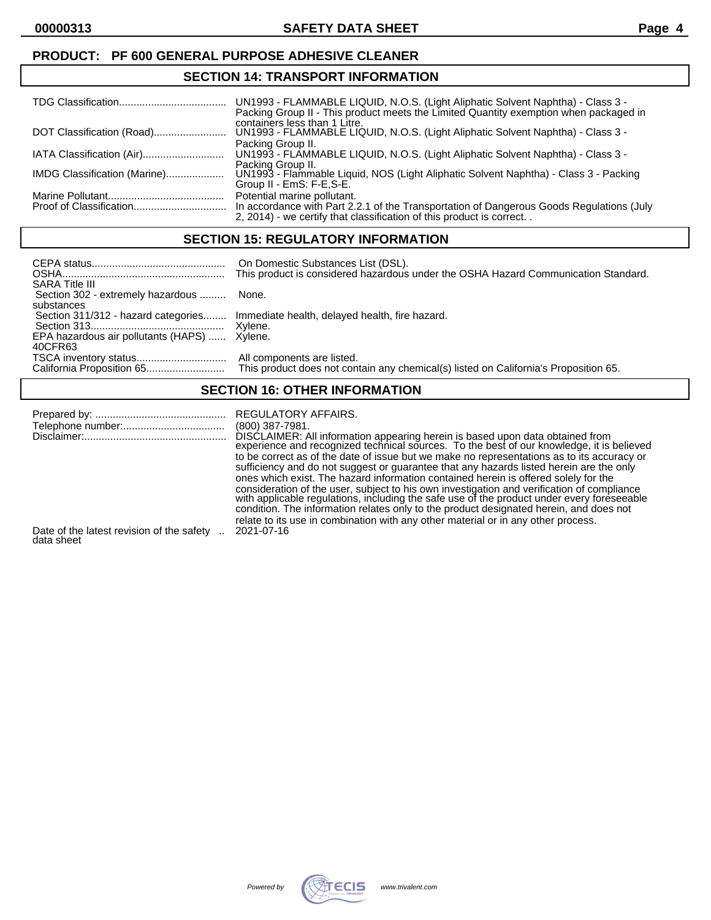**PRODUCT: PF 600 GENERAL PURPOSE ADHESIVE CLEANER**

## SECTION 14: TRANSPORT INFORMATION

| | |
|---|---|
| TDG Classification | UN1993 - FLAMMABLE LIQUID, N.O.S. (Light Aliphatic Solvent Naphtha) - Class 3 - Packing Group II - This product meets the Limited Quantity exemption when packaged in containers less than 1 Litre. |
| DOT Classification (Road) | UN1993 - FLAMMABLE LIQUID, N.O.S. (Light Aliphatic Solvent Naphtha) - Class 3 - Packing Group II. |
| IATA Classification (Air) | UN1993 - FLAMMABLE LIQUID, N.O.S. (Light Aliphatic Solvent Naphtha) - Class 3 - Packing Group II. |
| IMDG Classification (Marine) | UN1993 - Flammable Liquid, NOS (Light Aliphatic Solvent Naphtha) - Class 3 - Packing Group II - EmS: F-E,S-E. |
| Marine Pollutant | Potential marine pollutant. |
| Proof of Classification | In accordance with Part 2.2.1 of the Transportation of Dangerous Goods Regulations (July 2, 2014) - we certify that classification of this product is correct. . |

## SECTION 15: REGULATORY INFORMATION

| | |
|---|---|
| CEPA status | On Domestic Substances List (DSL). |
| OSHA | This product is considered hazardous under the OSHA Hazard Communication Standard. |
| SARA Title III | |
| Section 302 - extremely hazardous substances | None. |
| Section 311/312 - hazard categories | Immediate health, delayed health, fire hazard. |
| Section 313 | Xylene. |
| EPA hazardous air pollutants (HAPS) 40CFR63 | Xylene. |
| TSCA inventory status | All components are listed. |
| California Proposition 65 | This product does not contain any chemical(s) listed on California's Proposition 65. |

## SECTION 16: OTHER INFORMATION

| | |
|---|---|
| Prepared by: | REGULATORY AFFAIRS. |
| Telephone number: | (800) 387-7981. |
| Disclaimer: | DISCLAIMER: All information appearing herein is based upon data obtained from experience and recognized technical sources. To the best of our knowledge, it is believed to be correct as of the date of issue but we make no representations as to its accuracy or sufficiency and do not suggest or guarantee that any hazards listed herein are the only ones which exist. The hazard information contained herein is offered solely for the consideration of the user, subject to his own investigation and verification of compliance with applicable regulations, including the safe use of the product under every foreseeable condition. The information relates only to the product designated herein, and does not relate to its use in combination with any other material or in any other process. |
| Date of the latest revision of the safety data sheet | 2021-07-16 |